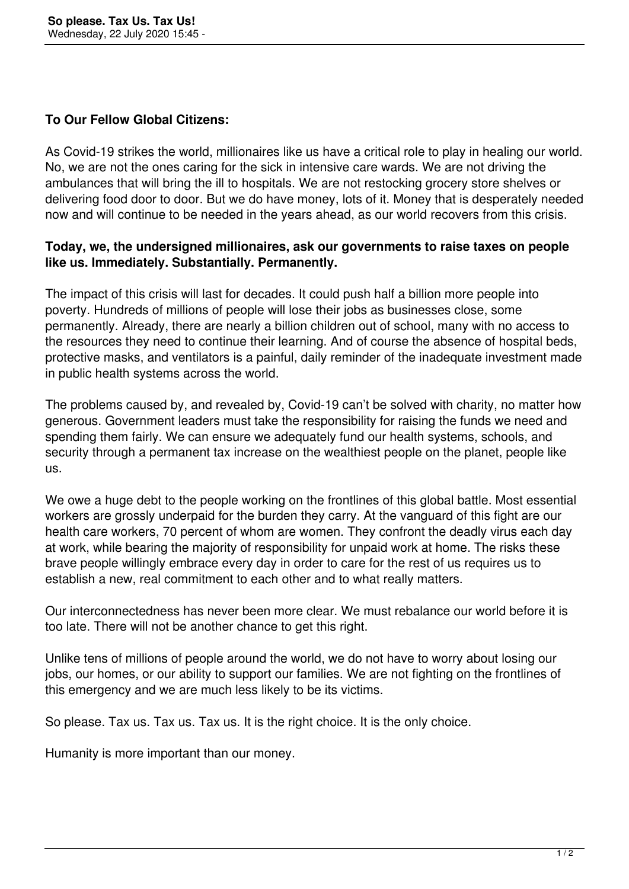**To Our Fellow Global Citizens:**

As Covid-19 strikes the world, millionaires like us have a critical role to play in healing our world. No, we are not the ones caring for the sick in intensive care wards. We are not driving the ambulances that will bring the ill to hospitals. We are not restocking grocery store shelves or delivering food door to door. But we do have money, lots of it. Money that is desperately needed now and will continue to be needed in the years ahead, as our world recovers from this crisis.

**Today, we, the undersigned millionaires, ask our governments to raise taxes on people like us. Immediately. Substantially. Permanently.**

The impact of this crisis will last for decades. It could push half a billion more people into poverty. Hundreds of millions of people will lose their jobs as businesses close, some permanently. Already, there are nearly a billion children out of school, many with no access to the resources they need to continue their learning. And of course the absence of hospital beds, protective masks, and ventilators is a painful, daily reminder of the inadequate investment made in public health systems across the world.

The problems caused by, and revealed by, Covid-19 can't be solved with charity, no matter how generous. Government leaders must take the responsibility for raising the funds we need and spending them fairly. We can ensure we adequately fund our health systems, schools, and security through a permanent tax increase on the wealthiest people on the planet, people like us.

We owe a huge debt to the people working on the frontlines of this global battle. Most essential workers are grossly underpaid for the burden they carry. At the vanguard of this fight are our health care workers, 70 percent of whom are women. They confront the deadly virus each day at work, while bearing the majority of responsibility for unpaid work at home. The risks these brave people willingly embrace every day in order to care for the rest of us requires us to establish a new, real commitment to each other and to what really matters.

Our interconnectedness has never been more clear. We must rebalance our world before it is too late. There will not be another chance to get this right.

Unlike tens of millions of people around the world, we do not have to worry about losing our jobs, our homes, or our ability to support our families. We are not fighting on the frontlines of this emergency and we are much less likely to be its victims.

So please. Tax us. Tax us. Tax us. It is the right choice. It is the only choice.

Humanity is more important than our money.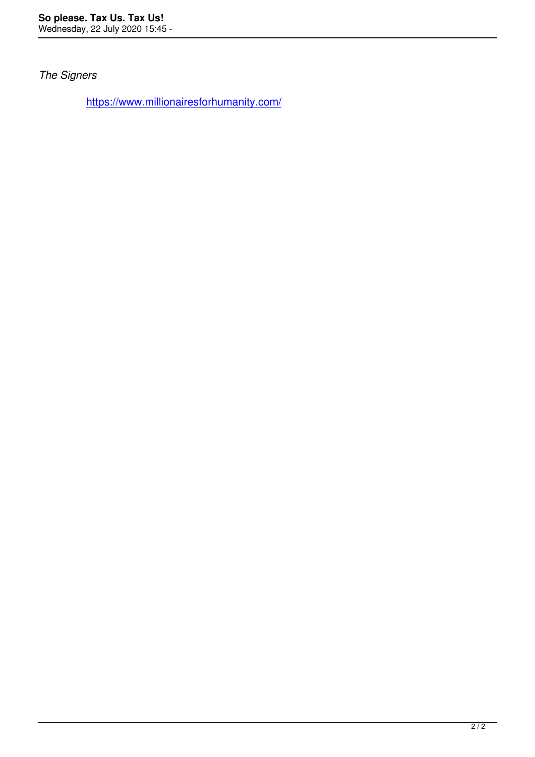*The Signers*

https://www.millionairesforhumanity.com/